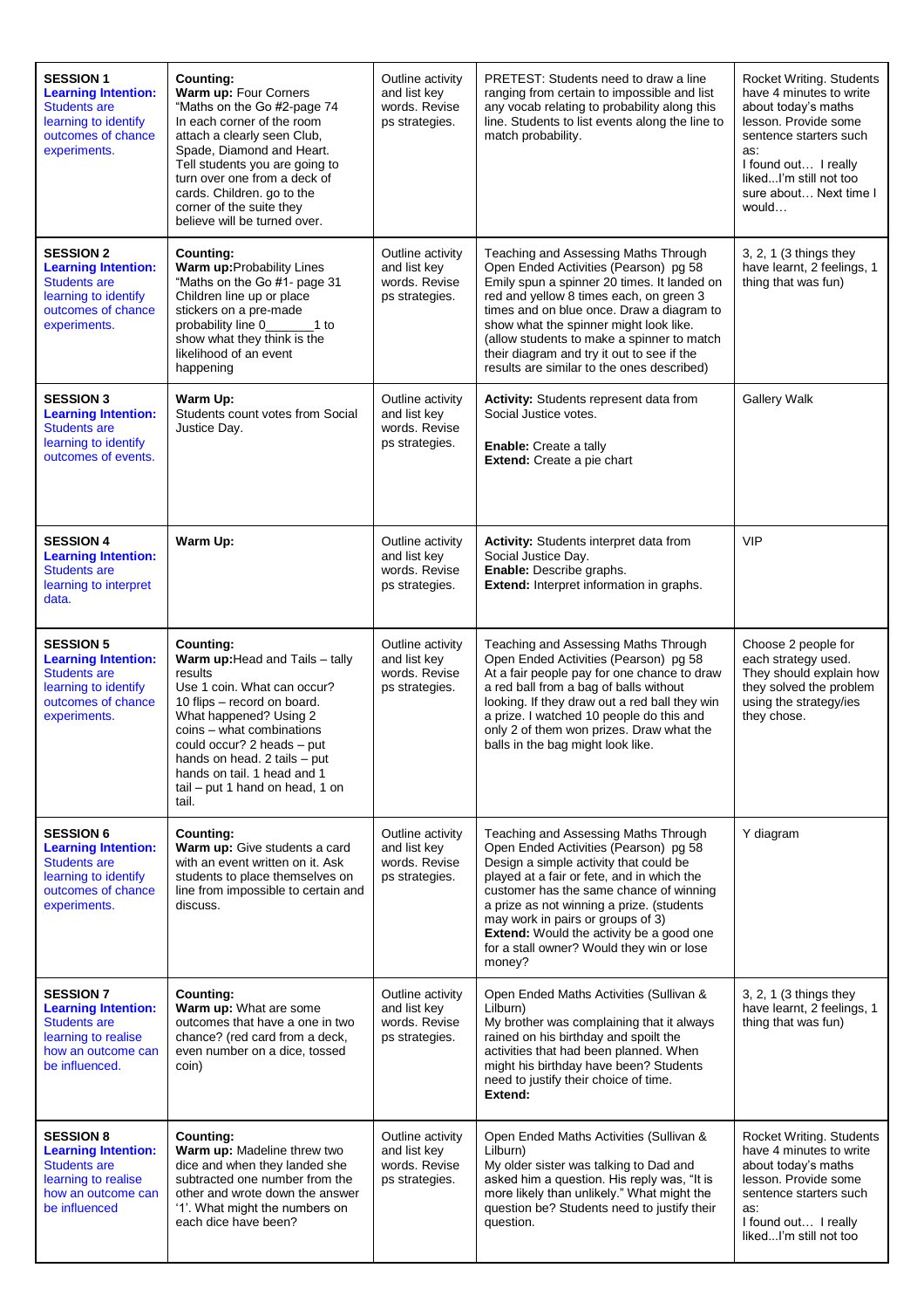| **SESSION 1** **Learning Intention:** Students are learning to identify outcomes of chance experiments. | **Counting:** **Warm up:** Four Corners "Maths on the Go #2-page 74 In each corner of the room attach a clearly seen Club, Spade, Diamond and Heart. Tell students you are going to turn over one from a deck of cards. Children. go to the corner of the suite they believe will be turned over. | Outline activity and list key words. Revise ps strategies. | PRETEST: Students need to draw a line ranging from certain to impossible and list any vocab relating to probability along this line. Students to list events along the line to match probability. | Rocket Writing. Students have 4 minutes to write about today's maths lesson. Provide some sentence starters such as: I found out… I really liked...I'm still not too sure about… Next time I would… |
|---|---|---|---|---|
| **SESSION 2** **Learning Intention:** Students are learning to identify outcomes of chance experiments. | **Counting:** **Warm up:**Probability Lines "Maths on the Go #1- page 31 Children line up or place stickers on a pre-made probability line 0_______1 to show what they think is the likelihood of an event happening | Outline activity and list key words. Revise ps strategies. | Teaching and Assessing Maths Through Open Ended Activities (Pearson) pg 58 Emily spun a spinner 20 times. It landed on red and yellow 8 times each, on green 3 times and on blue once. Draw a diagram to show what the spinner might look like. (allow students to make a spinner to match their diagram and try it out to see if the results are similar to the ones described) | 3, 2, 1 (3 things they have learnt, 2 feelings, 1 thing that was fun) |
| **SESSION 3** **Learning Intention:** Students are learning to identify outcomes of events. | **Warm Up:** Students count votes from Social Justice Day. | Outline activity and list key words. Revise ps strategies. | **Activity:** Students represent data from Social Justice votes. **Enable:** Create a tally **Extend:** Create a pie chart | Gallery Walk |
| **SESSION 4** **Learning Intention:** Students are learning to interpret data. | **Warm Up:** | Outline activity and list key words. Revise ps strategies. | **Activity:** Students interpret data from Social Justice Day. **Enable:** Describe graphs. **Extend:** Interpret information in graphs. | VIP |
| **SESSION 5** **Learning Intention:** Students are learning to identify outcomes of chance experiments. | **Counting:** **Warm up:**Head and Tails – tally results Use 1 coin. What can occur? 10 flips – record on board. What happened? Using 2 coins – what combinations could occur? 2 heads – put hands on head. 2 tails – put hands on tail. 1 head and 1 tail – put 1 hand on head, 1 on tail. | Outline activity and list key words. Revise ps strategies. | Teaching and Assessing Maths Through Open Ended Activities (Pearson) pg 58 At a fair people pay for one chance to draw a red ball from a bag of balls without looking. If they draw out a red ball they win a prize. I watched 10 people do this and only 2 of them won prizes. Draw what the balls in the bag might look like. | Choose 2 people for each strategy used. They should explain how they solved the problem using the strategy/ies they chose. |
| **SESSION 6** **Learning Intention:** Students are learning to identify outcomes of chance experiments. | **Counting:** **Warm up:** Give students a card with an event written on it. Ask students to place themselves on line from impossible to certain and discuss. | Outline activity and list key words. Revise ps strategies. | Teaching and Assessing Maths Through Open Ended Activities (Pearson) pg 58 Design a simple activity that could be played at a fair or fete, and in which the customer has the same chance of winning a prize as not winning a prize. (students may work in pairs or groups of 3) **Extend:** Would the activity be a good one for a stall owner? Would they win or lose money? | Y diagram |
| **SESSION 7** **Learning Intention:** Students are learning to realise how an outcome can be influenced. | **Counting:** **Warm up:** What are some outcomes that have a one in two chance? (red card from a deck, even number on a dice, tossed coin) | Outline activity and list key words. Revise ps strategies. | Open Ended Maths Activities (Sullivan & Lilburn) My brother was complaining that it always rained on his birthday and spoilt the activities that had been planned. When might his birthday have been? Students need to justify their choice of time. **Extend:** | 3, 2, 1 (3 things they have learnt, 2 feelings, 1 thing that was fun) |
| **SESSION 8** **Learning Intention:** Students are learning to realise how an outcome can be influenced | **Counting:** **Warm up:** Madeline threw two dice and when they landed she subtracted one number from the other and wrote down the answer '1'. What might the numbers on each dice have been? | Outline activity and list key words. Revise ps strategies. | Open Ended Maths Activities (Sullivan & Lilburn) My older sister was talking to Dad and asked him a question. His reply was, "It is more likely than unlikely." What might the question be? Students need to justify their question. | Rocket Writing. Students have 4 minutes to write about today's maths lesson. Provide some sentence starters such as: I found out… I really liked...I'm still not too |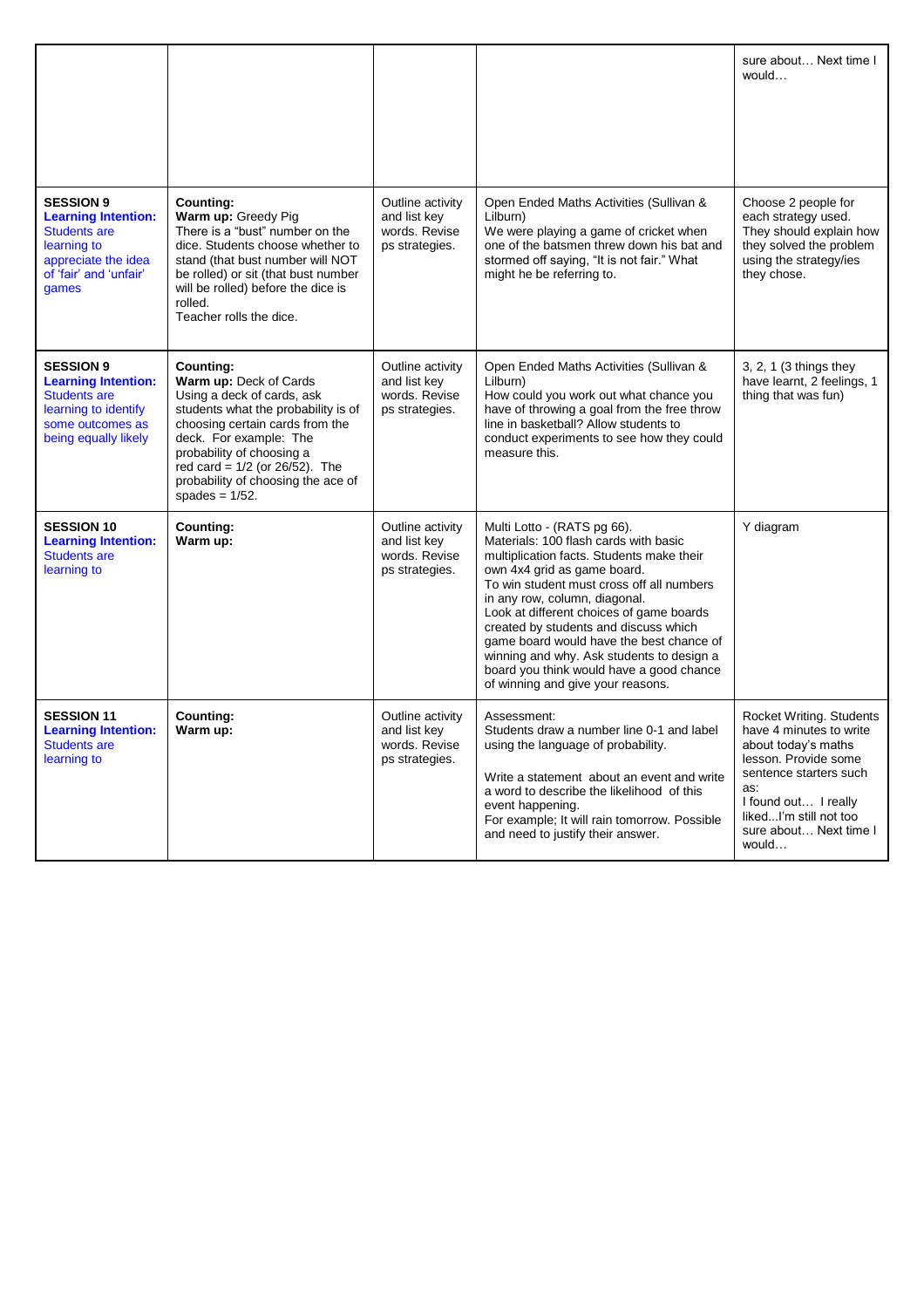| | | | | |
|---|---|---|---|---|
| | | | | sure about… Next time I would… |
| **SESSION 9** **Learning Intention:** Students are learning to appreciate the idea of 'fair' and 'unfair' games | **Counting:** **Warm up:** Greedy Pig There is a "bust" number on the dice. Students choose whether to stand (that bust number will NOT be rolled) or sit (that bust number will be rolled) before the dice is rolled. Teacher rolls the dice. | Outline activity and list key words. Revise ps strategies. | Open Ended Maths Activities (Sullivan & Lilburn) We were playing a game of cricket when one of the batsmen threw down his bat and stormed off saying, "It is not fair." What might he be referring to. | Choose 2 people for each strategy used. They should explain how they solved the problem using the strategy/ies they chose. |
| **SESSION 9** **Learning Intention:** Students are learning to identify some outcomes as being equally likely | **Counting:** **Warm up:** Deck of Cards Using a deck of cards, ask students what the probability is of choosing certain cards from the deck. For example: The probability of choosing a red card = 1/2 (or 26/52). The probability of choosing the ace of spades = 1/52. | Outline activity and list key words. Revise ps strategies. | Open Ended Maths Activities (Sullivan & Lilburn) How could you work out what chance you have of throwing a goal from the free throw line in basketball? Allow students to conduct experiments to see how they could measure this. | 3, 2, 1 (3 things they have learnt, 2 feelings, 1 thing that was fun) |
| **SESSION 10** **Learning Intention:** Students are learning to | **Counting:** **Warm up:** | Outline activity and list key words. Revise ps strategies. | Multi Lotto - (RATS pg 66). Materials: 100 flash cards with basic multiplication facts. Students make their own 4x4 grid as game board. To win student must cross off all numbers in any row, column, diagonal. Look at different choices of game boards created by students and discuss which game board would have the best chance of winning and why. Ask students to design a board you think would have a good chance of winning and give your reasons. | Y diagram |
| **SESSION 11** **Learning Intention:** Students are learning to | **Counting:** **Warm up:** | Outline activity and list key words. Revise ps strategies. | Assessment: Students draw a number line 0-1 and label using the language of probability. Write a statement about an event and write a word to describe the likelihood of this event happening. For exampe; It will rain tomorrow. Possible and need to justify their answer. | Rocket Writing. Students have 4 minutes to write about today's maths lesson. Provide some sentence starters such as: I found out… I really liked...I'm still not too sure about… Next time I would… |